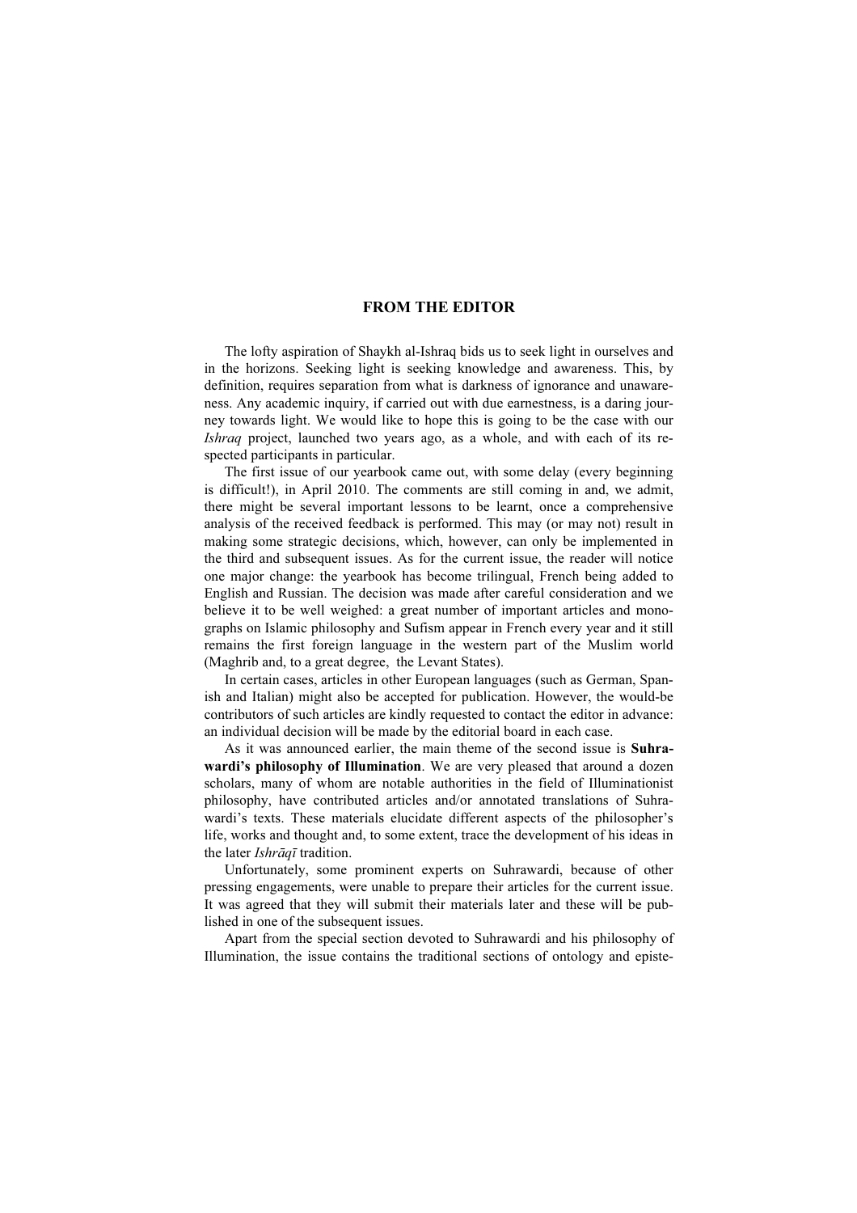# FROM THE EDITOR

The lofty aspiration of Shaykh al-Ishraq bids us to seek light in ourselves and in the horizons. Seeking light is seeking knowledge and awareness. This, by definition, requires separation from what is darkness of ignorance and unawareness. Any academic inquiry, if carried out with due earnestness, is a daring journey towards light. We would like to hope this is going to be the case with our *Ishraq* project, launched two years ago, as a whole, and with each of its respected participants in particular.

The first issue of our yearbook came out, with some delay (every beginning is difficult!), in April 2010. The comments are still coming in and, we admit, there might be several important lessons to be learnt, once a comprehensive analysis of the received feedback is performed. This may (or may not) result in making some strategic decisions, which, however, can only be implemented in the third and subsequent issues. As for the current issue, the reader will notice one major change: the yearbook has become trilingual, French being added to English and Russian. The decision was made after careful consideration and we believe it to be well weighed: a great number of important articles and monographs on Islamic philosophy and Sufism appear in French every year and it still remains the first foreign language in the western part of the Muslim world (Maghrib and, to a great degree, the Levant States).

In certain cases, articles in other European languages (such as German, Spanish and Italian) might also be accepted for publication. However, the would-be contributors of such articles are kindly requested to contact the editor in advance: an individual decision will be made by the editorial board in each case.

As it was announced earlier, the main theme of the second issue is **Suhrawardi's philosophy of Illumination**. We are very pleased that around a dozen scholars, many of whom are notable authorities in the field of Illuminationist philosophy, have contributed articles and/or annotated translations of Suhrawardi's texts. These materials elucidate different aspects of the philosopher's life, works and thought and, to some extent, trace the development of his ideas in the later *Ishrāqī* tradition.

Unfortunately, some prominent experts on Suhrawardi, because of other pressing engagements, were unable to prepare their articles for the current issue. It was agreed that they will submit their materials later and these will be published in one of the subsequent issues.

Apart from the special section devoted to Suhrawardi and his philosophy of Illumination, the issue contains the traditional sections of ontology and episte-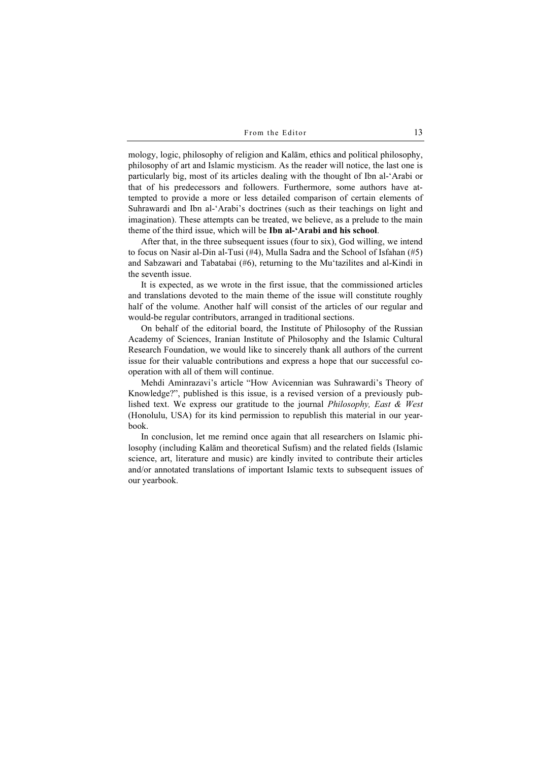mology, logic, philosophy of religion and Kalām, ethics and political philosophy, philosophy of art and Islamic mysticism. As the reader will notice, the last one is particularly big, most of its articles dealing with the thought of Ibn al-ʻArabi or that of his predecessors and followers. Furthermore, some authors have attempted to provide a more or less detailed comparison of certain elements of Suhrawardi and Ibn al-ʻArabi's doctrines (such as their teachings on light and imagination). These attempts can be treated, we believe, as a prelude to the main theme of the third issue, which will be **Ibn al-ʻArabi and his school**.

After that, in the three subsequent issues (four to six), God willing, we intend to focus on Nasir al-Din al-Tusi (#4), Mulla Sadra and the School of Isfahan (#5) and Sabzawari and Tabatabai (#6), returning to the Muʻtazilites and al-Kindi in the seventh issue.

It is expected, as we wrote in the first issue, that the commissioned articles and translations devoted to the main theme of the issue will constitute roughly half of the volume. Another half will consist of the articles of our regular and would-be regular contributors, arranged in traditional sections.

On behalf of the editorial board, the Institute of Philosophy of the Russian Academy of Sciences, Iranian Institute of Philosophy and the Islamic Cultural Research Foundation, we would like to sincerely thank all authors of the current issue for their valuable contributions and express a hope that our successful cooperation with all of them will continue.

Mehdi Aminrazavi's article "How Avicennian was Suhrawardi's Theory of Knowledge?", published is this issue, is a revised version of a previously published text. We express our gratitude to the journal *Philosophy, East & West* (Honolulu, USA) for its kind permission to republish this material in our yearbook.

In conclusion, let me remind once again that all researchers on Islamic philosophy (including Kalām and theoretical Sufism) and the related fields (Islamic science, art, literature and music) are kindly invited to contribute their articles and/or annotated translations of important Islamic texts to subsequent issues of our yearbook.